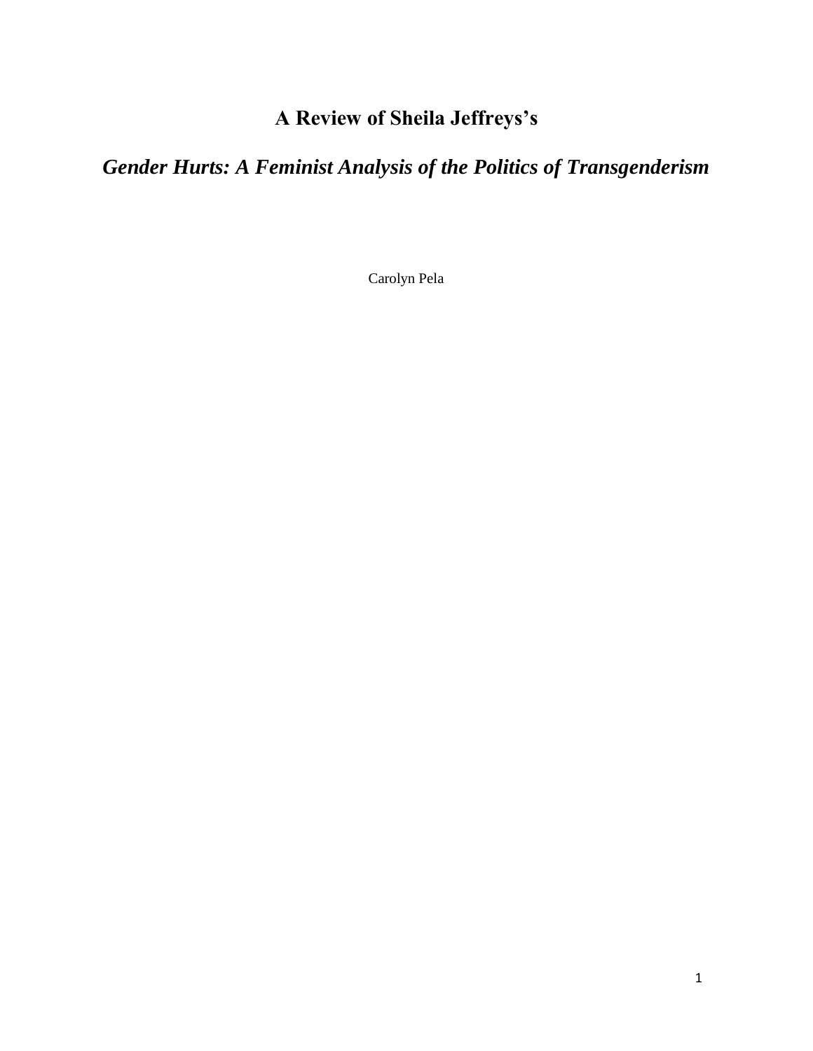# A Review of Sheila Jeffreys's

## *Gender Hurts: A Feminist Analysis of the Politics of Transgenderism*

Carolyn Pela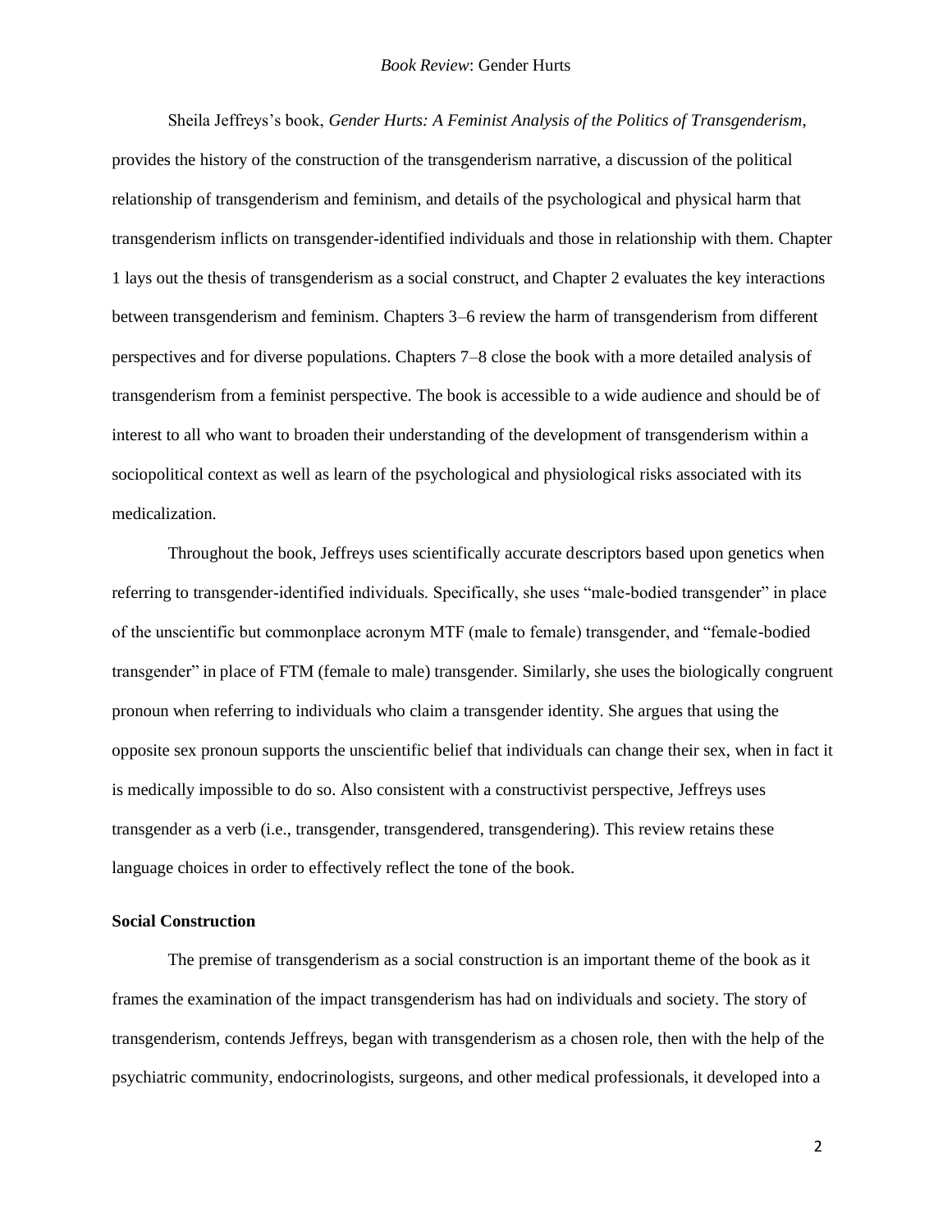Sheila Jeffreys's book, *Gender Hurts: A Feminist Analysis of the Politics of Transgenderism*, provides the history of the construction of the transgenderism narrative, a discussion of the political relationship of transgenderism and feminism, and details of the psychological and physical harm that transgenderism inflicts on transgender-identified individuals and those in relationship with them. Chapter 1 lays out the thesis of transgenderism as a social construct, and Chapter 2 evaluates the key interactions between transgenderism and feminism. Chapters 3–6 review the harm of transgenderism from different perspectives and for diverse populations. Chapters 7–8 close the book with a more detailed analysis of transgenderism from a feminist perspective. The book is accessible to a wide audience and should be of interest to all who want to broaden their understanding of the development of transgenderism within a sociopolitical context as well as learn of the psychological and physiological risks associated with its medicalization.

Throughout the book, Jeffreys uses scientifically accurate descriptors based upon genetics when referring to transgender-identified individuals. Specifically, she uses "male-bodied transgender" in place of the unscientific but commonplace acronym MTF (male to female) transgender, and "female-bodied transgender" in place of FTM (female to male) transgender. Similarly, she uses the biologically congruent pronoun when referring to individuals who claim a transgender identity. She argues that using the opposite sex pronoun supports the unscientific belief that individuals can change their sex, when in fact it is medically impossible to do so. Also consistent with a constructivist perspective, Jeffreys uses transgender as a verb (i.e., transgender, transgendered, transgendering). This review retains these language choices in order to effectively reflect the tone of the book.

**Social Construction**

The premise of transgenderism as a social construction is an important theme of the book as it frames the examination of the impact transgenderism has had on individuals and society. The story of transgenderism, contends Jeffreys, began with transgenderism as a chosen role, then with the help of the psychiatric community, endocrinologists, surgeons, and other medical professionals, it developed into a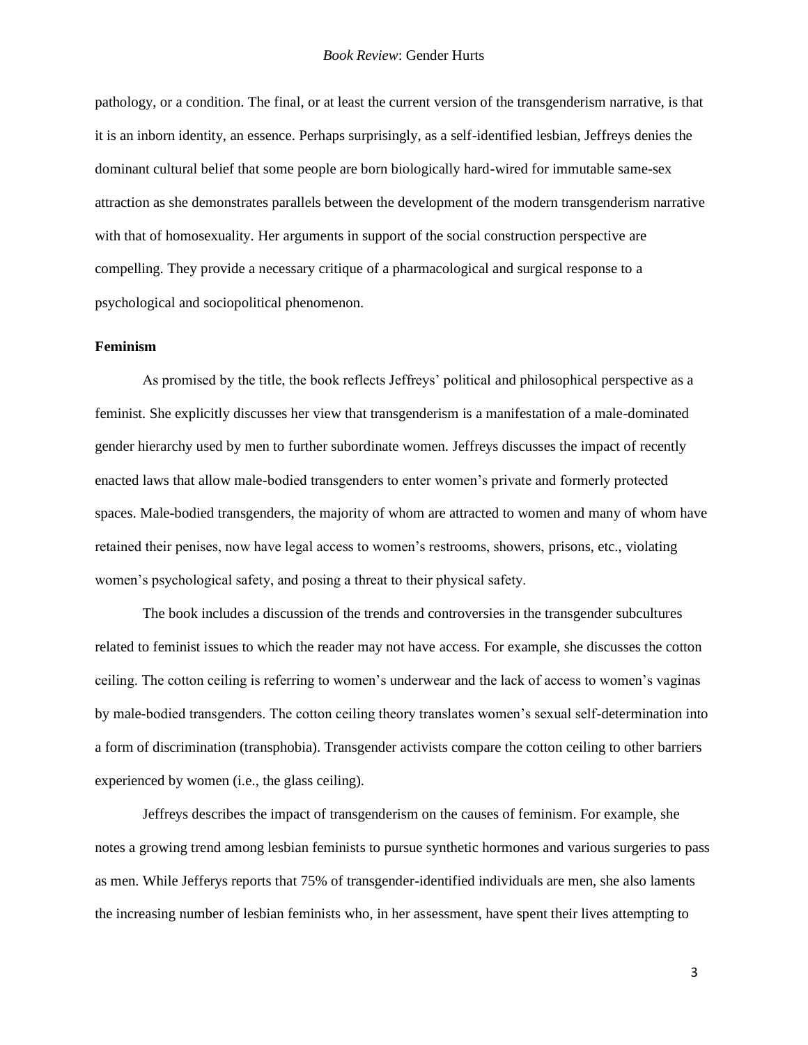pathology, or a condition. The final, or at least the current version of the transgenderism narrative, is that it is an inborn identity, an essence. Perhaps surprisingly, as a self-identified lesbian, Jeffreys denies the dominant cultural belief that some people are born biologically hard-wired for immutable same-sex attraction as she demonstrates parallels between the development of the modern transgenderism narrative with that of homosexuality. Her arguments in support of the social construction perspective are compelling. They provide a necessary critique of a pharmacological and surgical response to a psychological and sociopolitical phenomenon.

**Feminism**

As promised by the title, the book reflects Jeffreys' political and philosophical perspective as a feminist. She explicitly discusses her view that transgenderism is a manifestation of a male-dominated gender hierarchy used by men to further subordinate women. Jeffreys discusses the impact of recently enacted laws that allow male-bodied transgenders to enter women's private and formerly protected spaces. Male-bodied transgenders, the majority of whom are attracted to women and many of whom have retained their penises, now have legal access to women's restrooms, showers, prisons, etc., violating women's psychological safety, and posing a threat to their physical safety.

The book includes a discussion of the trends and controversies in the transgender subcultures related to feminist issues to which the reader may not have access. For example, she discusses the cotton ceiling. The cotton ceiling is referring to women's underwear and the lack of access to women's vaginas by male-bodied transgenders. The cotton ceiling theory translates women's sexual self-determination into a form of discrimination (transphobia). Transgender activists compare the cotton ceiling to other barriers experienced by women (i.e., the glass ceiling).

Jeffreys describes the impact of transgenderism on the causes of feminism. For example, she notes a growing trend among lesbian feminists to pursue synthetic hormones and various surgeries to pass as men. While Jefferys reports that 75% of transgender-identified individuals are men, she also laments the increasing number of lesbian feminists who, in her assessment, have spent their lives attempting to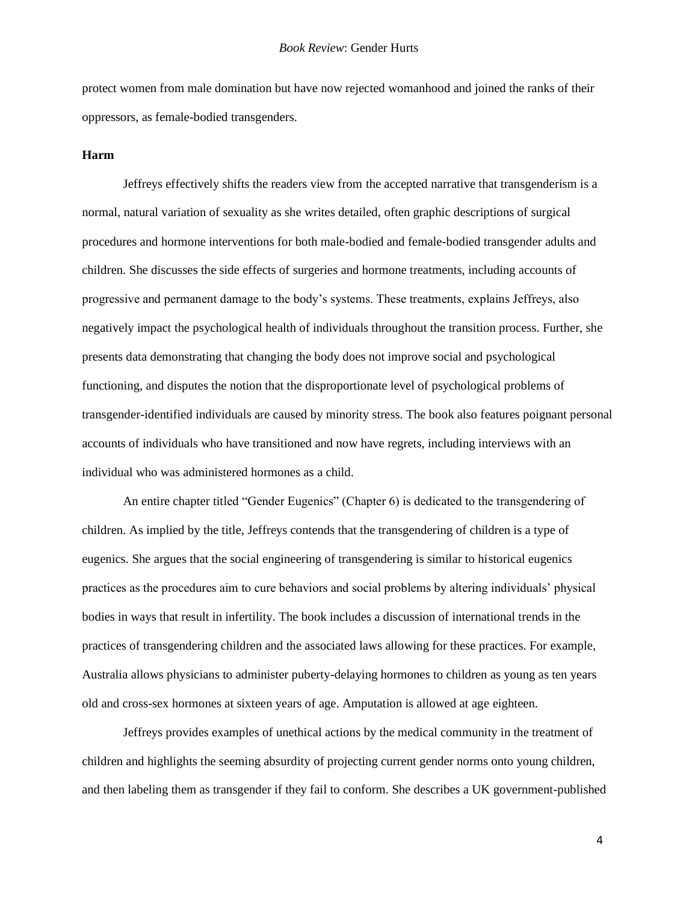protect women from male domination but have now rejected womanhood and joined the ranks of their oppressors, as female-bodied transgenders.

### Harm

Jeffreys effectively shifts the readers view from the accepted narrative that transgenderism is a normal, natural variation of sexuality as she writes detailed, often graphic descriptions of surgical procedures and hormone interventions for both male-bodied and female-bodied transgender adults and children. She discusses the side effects of surgeries and hormone treatments, including accounts of progressive and permanent damage to the body's systems. These treatments, explains Jeffreys, also negatively impact the psychological health of individuals throughout the transition process. Further, she presents data demonstrating that changing the body does not improve social and psychological functioning, and disputes the notion that the disproportionate level of psychological problems of transgender-identified individuals are caused by minority stress. The book also features poignant personal accounts of individuals who have transitioned and now have regrets, including interviews with an individual who was administered hormones as a child.

An entire chapter titled "Gender Eugenics" (Chapter 6) is dedicated to the transgendering of children. As implied by the title, Jeffreys contends that the transgendering of children is a type of eugenics. She argues that the social engineering of transgendering is similar to historical eugenics practices as the procedures aim to cure behaviors and social problems by altering individuals' physical bodies in ways that result in infertility. The book includes a discussion of international trends in the practices of transgendering children and the associated laws allowing for these practices. For example, Australia allows physicians to administer puberty-delaying hormones to children as young as ten years old and cross-sex hormones at sixteen years of age. Amputation is allowed at age eighteen.

Jeffreys provides examples of unethical actions by the medical community in the treatment of children and highlights the seeming absurdity of projecting current gender norms onto young children, and then labeling them as transgender if they fail to conform. She describes a UK government-published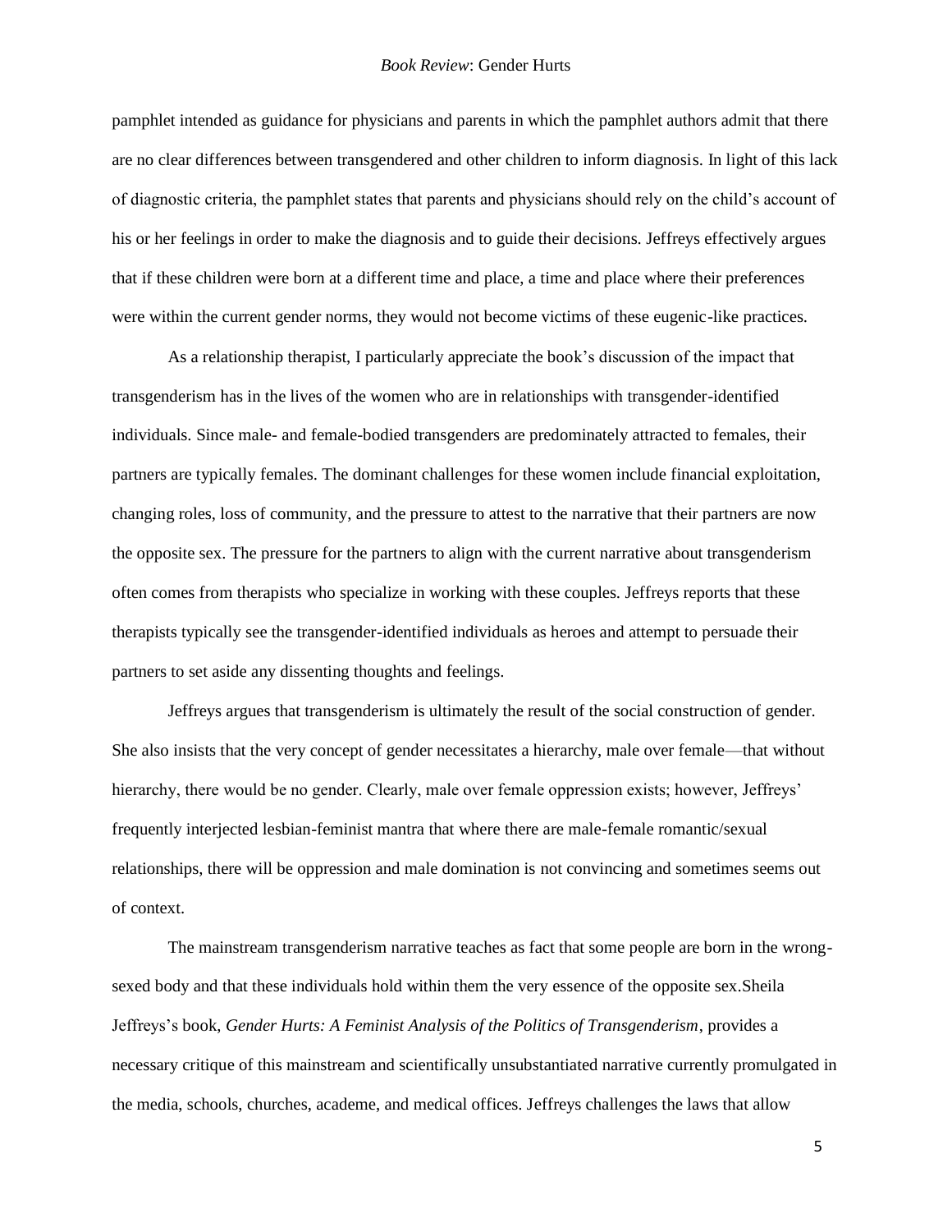pamphlet intended as guidance for physicians and parents in which the pamphlet authors admit that there are no clear differences between transgendered and other children to inform diagnosis. In light of this lack of diagnostic criteria, the pamphlet states that parents and physicians should rely on the child's account of his or her feelings in order to make the diagnosis and to guide their decisions. Jeffreys effectively argues that if these children were born at a different time and place, a time and place where their preferences were within the current gender norms, they would not become victims of these eugenic-like practices.

As a relationship therapist, I particularly appreciate the book's discussion of the impact that transgenderism has in the lives of the women who are in relationships with transgender-identified individuals. Since male- and female-bodied transgenders are predominately attracted to females, their partners are typically females. The dominant challenges for these women include financial exploitation, changing roles, loss of community, and the pressure to attest to the narrative that their partners are now the opposite sex. The pressure for the partners to align with the current narrative about transgenderism often comes from therapists who specialize in working with these couples. Jeffreys reports that these therapists typically see the transgender-identified individuals as heroes and attempt to persuade their partners to set aside any dissenting thoughts and feelings.

Jeffreys argues that transgenderism is ultimately the result of the social construction of gender. She also insists that the very concept of gender necessitates a hierarchy, male over female—that without hierarchy, there would be no gender. Clearly, male over female oppression exists; however, Jeffreys' frequently interjected lesbian-feminist mantra that where there are male-female romantic/sexual relationships, there will be oppression and male domination is not convincing and sometimes seems out of context.

The mainstream transgenderism narrative teaches as fact that some people are born in the wrong-sexed body and that these individuals hold within them the very essence of the opposite sex.Sheila Jeffreys's book, *Gender Hurts: A Feminist Analysis of the Politics of Transgenderism*, provides a necessary critique of this mainstream and scientifically unsubstantiated narrative currently promulgated in the media, schools, churches, academe, and medical offices. Jeffreys challenges the laws that allow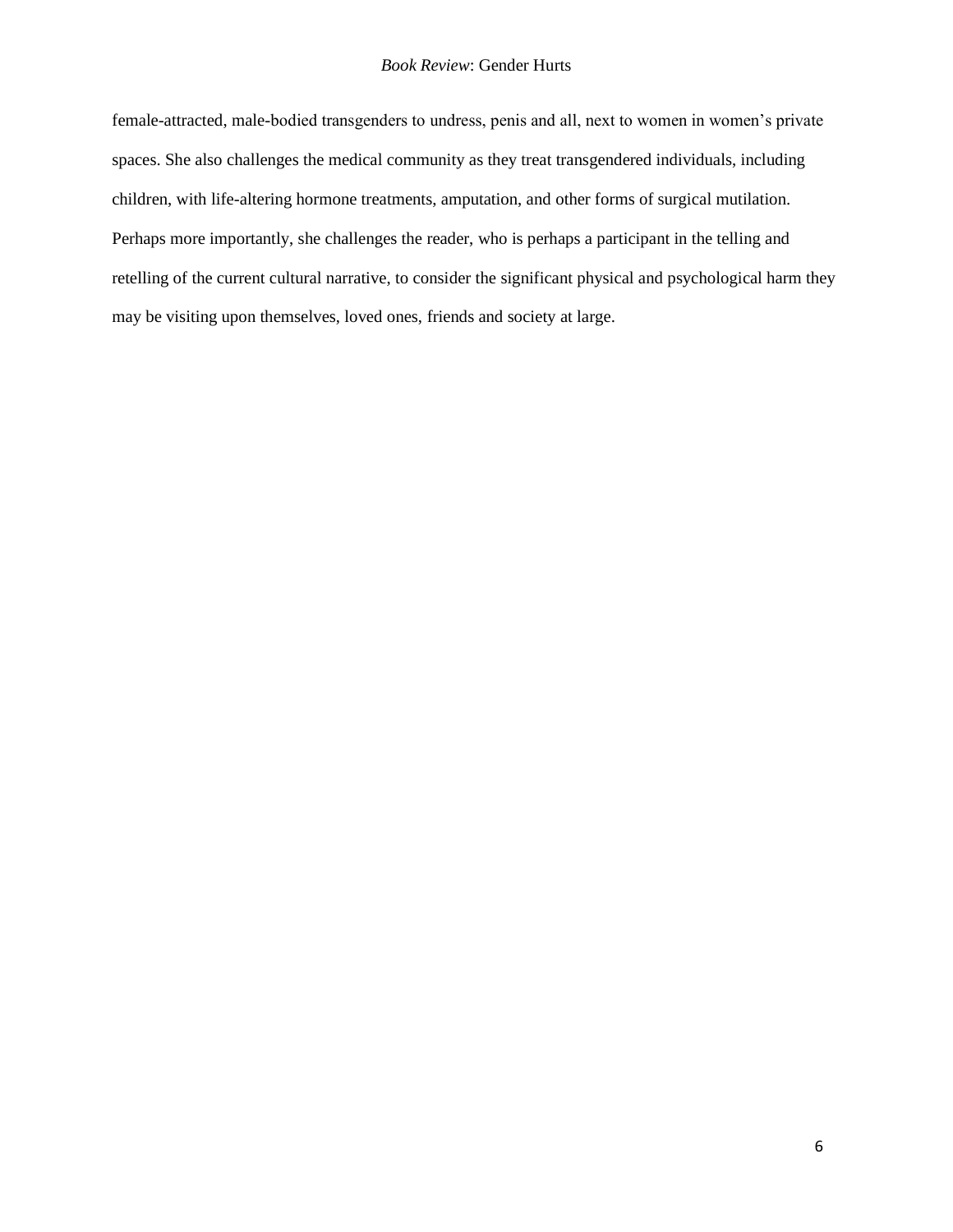female-attracted, male-bodied transgenders to undress, penis and all, next to women in women's private spaces. She also challenges the medical community as they treat transgendered individuals, including children, with life-altering hormone treatments, amputation, and other forms of surgical mutilation. Perhaps more importantly, she challenges the reader, who is perhaps a participant in the telling and retelling of the current cultural narrative, to consider the significant physical and psychological harm they may be visiting upon themselves, loved ones, friends and society at large.